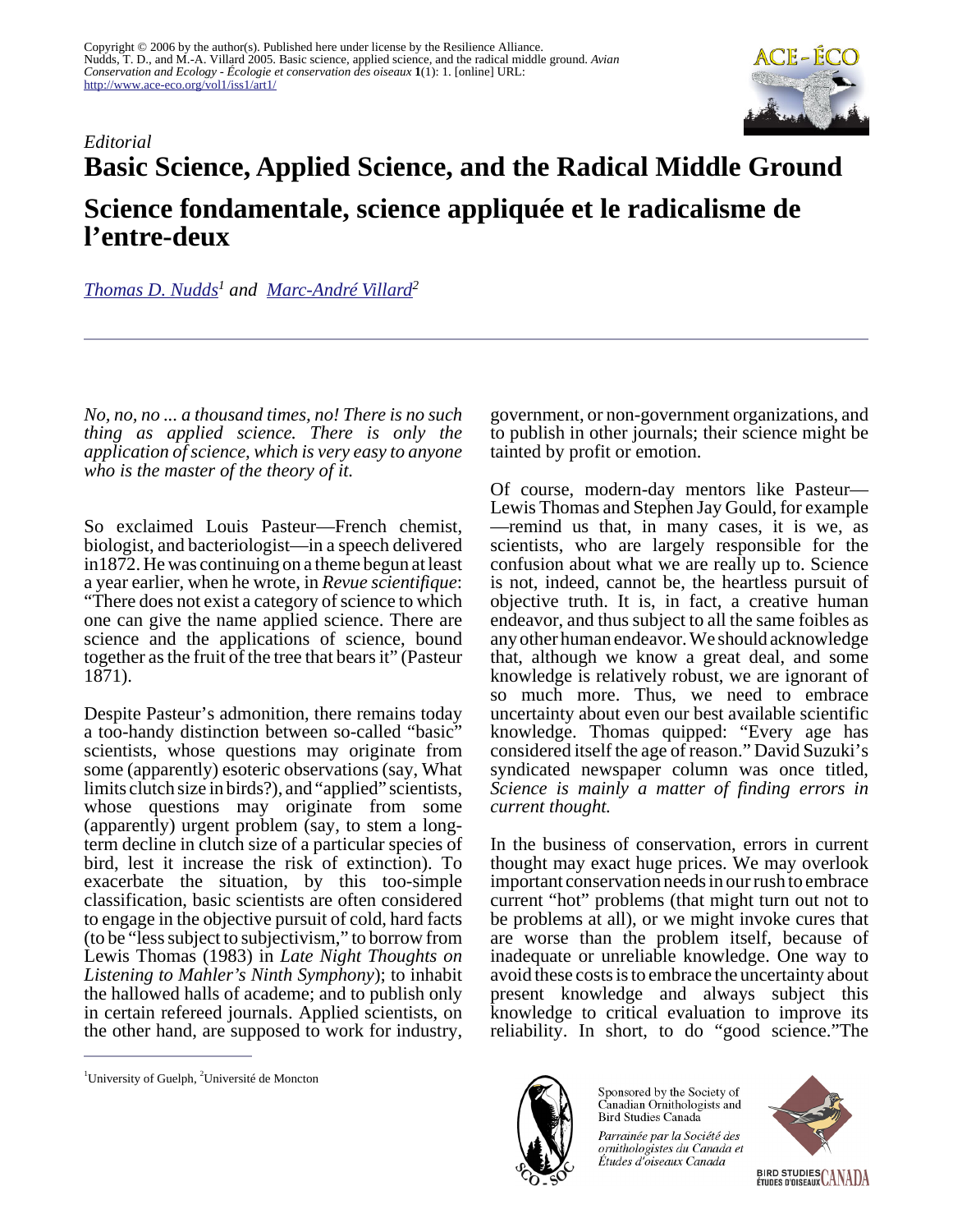Copyright © 2006 by the author(s). Published here under license by the Resilience Alliance.
Nudds, T. D., and M.-A. Villard 2005. Basic science, applied science, and the radical middle ground. *Avian Conservation and Ecology - Écologie et conservation des oiseaux* **1**(1): 1. [online] URL: http://www.ace-eco.org/vol1/iss1/art1/

*Editorial*

# Basic Science, Applied Science, and the Radical Middle Ground

# Science fondamentale, science appliquée et le radicalisme de l'entre-deux

*Thomas D. Nudds*[1] and *Marc-André Villard*[2]

---

*No, no, no ... a thousand times, no! There is no such thing as applied science. There is only the application of science, which is very easy to anyone who is the master of the theory of it.*

So exclaimed Louis Pasteur—French chemist, biologist, and bacteriologist—in a speech delivered in1872. He was continuing on a theme begun at least a year earlier, when he wrote, in *Revue scientifique*: "There does not exist a category of science to which one can give the name applied science. There are science and the applications of science, bound together as the fruit of the tree that bears it" (Pasteur 1871).

Despite Pasteur's admonition, there remains today a too-handy distinction between so-called "basic" scientists, whose questions may originate from some (apparently) esoteric observations (say, What limits clutch size in birds?), and "applied" scientists, whose questions may originate from some (apparently) urgent problem (say, to stem a long-term decline in clutch size of a particular species of bird, lest it increase the risk of extinction). To exacerbate the situation, by this too-simple classification, basic scientists are often considered to engage in the objective pursuit of cold, hard facts (to be "less subject to subjectivism," to borrow from Lewis Thomas (1983) in *Late Night Thoughts on Listening to Mahler's Ninth Symphony*); to inhabit the hallowed halls of academe; and to publish only in certain refereed journals. Applied scientists, on the other hand, are supposed to work for industry, government, or non-government organizations, and to publish in other journals; their science might be tainted by profit or emotion.

Of course, modern-day mentors like Pasteur—Lewis Thomas and Stephen Jay Gould, for example—remind us that, in many cases, it is we, as scientists, who are largely responsible for the confusion about what we are really up to. Science is not, indeed, cannot be, the heartless pursuit of objective truth. It is, in fact, a creative human endeavor, and thus subject to all the same foibles as any other human endeavor. We should acknowledge that, although we know a great deal, and some knowledge is relatively robust, we are ignorant of so much more. Thus, we need to embrace uncertainty about even our best available scientific knowledge. Thomas quipped: "Every age has considered itself the age of reason." David Suzuki's syndicated newspaper column was once titled, *Science is mainly a matter of finding errors in current thought.*

In the business of conservation, errors in current thought may exact huge prices. We may overlook important conservation needs in our rush to embrace current "hot" problems (that might turn out not to be problems at all), or we might invoke cures that are worse than the problem itself, because of inadequate or unreliable knowledge. One way to avoid these costs is to embrace the uncertainty about present knowledge and always subject this knowledge to critical evaluation to improve its reliability. In short, to do "good science."The

---

[1]University of Guelph, [2]Université de Moncton

Sponsored by the Society of Canadian Ornithologists and Bird Studies Canada

*Parrainée par la Société des ornithologistes du Canada et Études d'oiseaux Canada*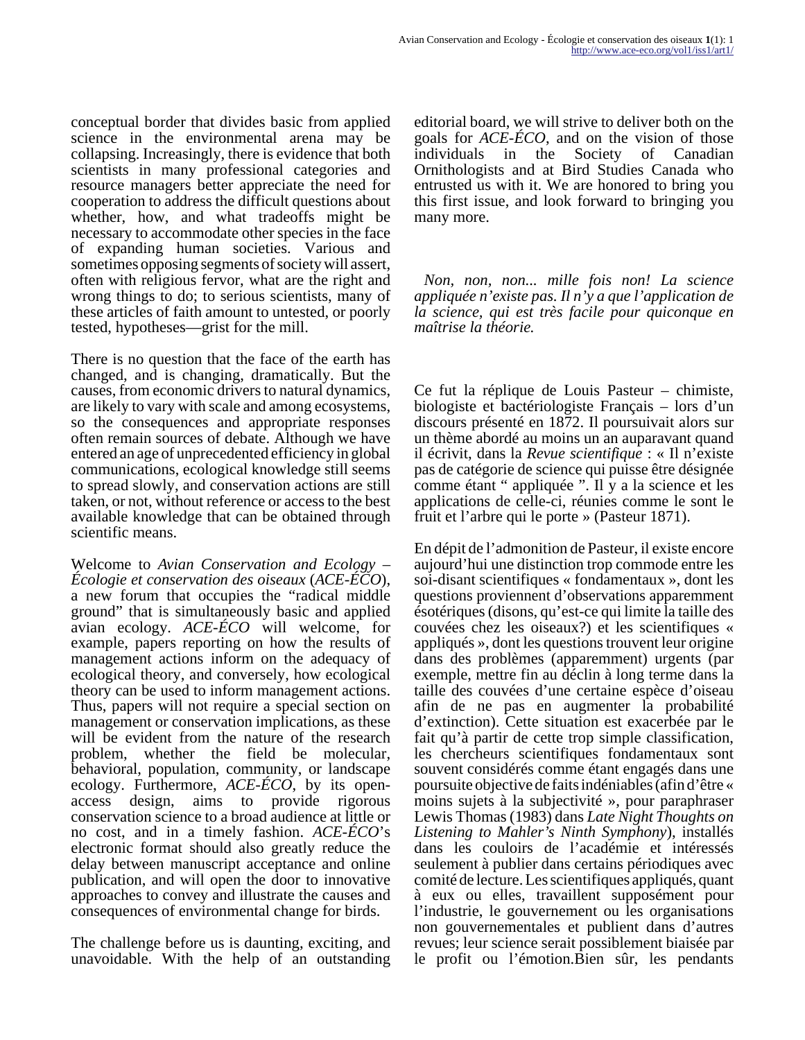conceptual border that divides basic from applied science in the environmental arena may be collapsing. Increasingly, there is evidence that both scientists in many professional categories and resource managers better appreciate the need for cooperation to address the difficult questions about whether, how, and what tradeoffs might be necessary to accommodate other species in the face of expanding human societies. Various and sometimes opposing segments of society will assert, often with religious fervor, what are the right and wrong things to do; to serious scientists, many of these articles of faith amount to untested, or poorly tested, hypotheses—grist for the mill.

There is no question that the face of the earth has changed, and is changing, dramatically. But the causes, from economic drivers to natural dynamics, are likely to vary with scale and among ecosystems, so the consequences and appropriate responses often remain sources of debate. Although we have entered an age of unprecedented efficiency in global communications, ecological knowledge still seems to spread slowly, and conservation actions are still taken, or not, without reference or access to the best available knowledge that can be obtained through scientific means.

Welcome to *Avian Conservation and Ecology – Écologie et conservation des oiseaux* (*ACE-ÉCO*), a new forum that occupies the "radical middle ground" that is simultaneously basic and applied avian ecology. *ACE-ÉCO* will welcome, for example, papers reporting on how the results of management actions inform on the adequacy of ecological theory, and conversely, how ecological theory can be used to inform management actions. Thus, papers will not require a special section on management or conservation implications, as these will be evident from the nature of the research problem, whether the field be molecular, behavioral, population, community, or landscape ecology. Furthermore, *ACE-ÉCO*, by its open-access design, aims to provide rigorous conservation science to a broad audience at little or no cost, and in a timely fashion. *ACE-ÉCO*'s electronic format should also greatly reduce the delay between manuscript acceptance and online publication, and will open the door to innovative approaches to convey and illustrate the causes and consequences of environmental change for birds.

The challenge before us is daunting, exciting, and unavoidable. With the help of an outstanding editorial board, we will strive to deliver both on the goals for *ACE-ÉCO*, and on the vision of those individuals in the Society of Canadian Ornithologists and at Bird Studies Canada who entrusted us with it. We are honored to bring you this first issue, and look forward to bringing you many more.

*Non, non, non... mille fois non! La science appliquée n'existe pas. Il n'y a que l'application de la science, qui est très facile pour quiconque en maîtrise la théorie.*

Ce fut la réplique de Louis Pasteur – chimiste, biologiste et bactériologiste Français – lors d'un discours présenté en 1872. Il poursuivait alors sur un thème abordé au moins un an auparavant quand il écrivit, dans la *Revue scientifique* : « Il n'existe pas de catégorie de science qui puisse être désignée comme étant " appliquée ". Il y a la science et les applications de celle-ci, réunies comme le sont le fruit et l'arbre qui le porte » (Pasteur 1871).

En dépit de l'admonition de Pasteur, il existe encore aujourd'hui une distinction trop commode entre les soi-disant scientifiques « fondamentaux », dont les questions proviennent d'observations apparemment ésotériques (disons, qu'est-ce qui limite la taille des couvées chez les oiseaux?) et les scientifiques « appliqués », dont les questions trouvent leur origine dans des problèmes (apparemment) urgents (par exemple, mettre fin au déclin à long terme dans la taille des couvées d'une certaine espèce d'oiseau afin de ne pas en augmenter la probabilité d'extinction). Cette situation est exacerbée par le fait qu'à partir de cette trop simple classification, les chercheurs scientifiques fondamentaux sont souvent considérés comme étant engagés dans une poursuite objective de faits indéniables (afin d'être « moins sujets à la subjectivité », pour paraphraser Lewis Thomas (1983) dans *Late Night Thoughts on Listening to Mahler's Ninth Symphony*), installés dans les couloirs de l'académie et intéressés seulement à publier dans certains périodiques avec comité de lecture. Les scientifiques appliqués, quant à eux ou elles, travaillent supposément pour l'industrie, le gouvernement ou les organisations non gouvernementales et publient dans d'autres revues; leur science serait possiblement biaisée par le profit ou l'émotion.Bien sûr, les pendants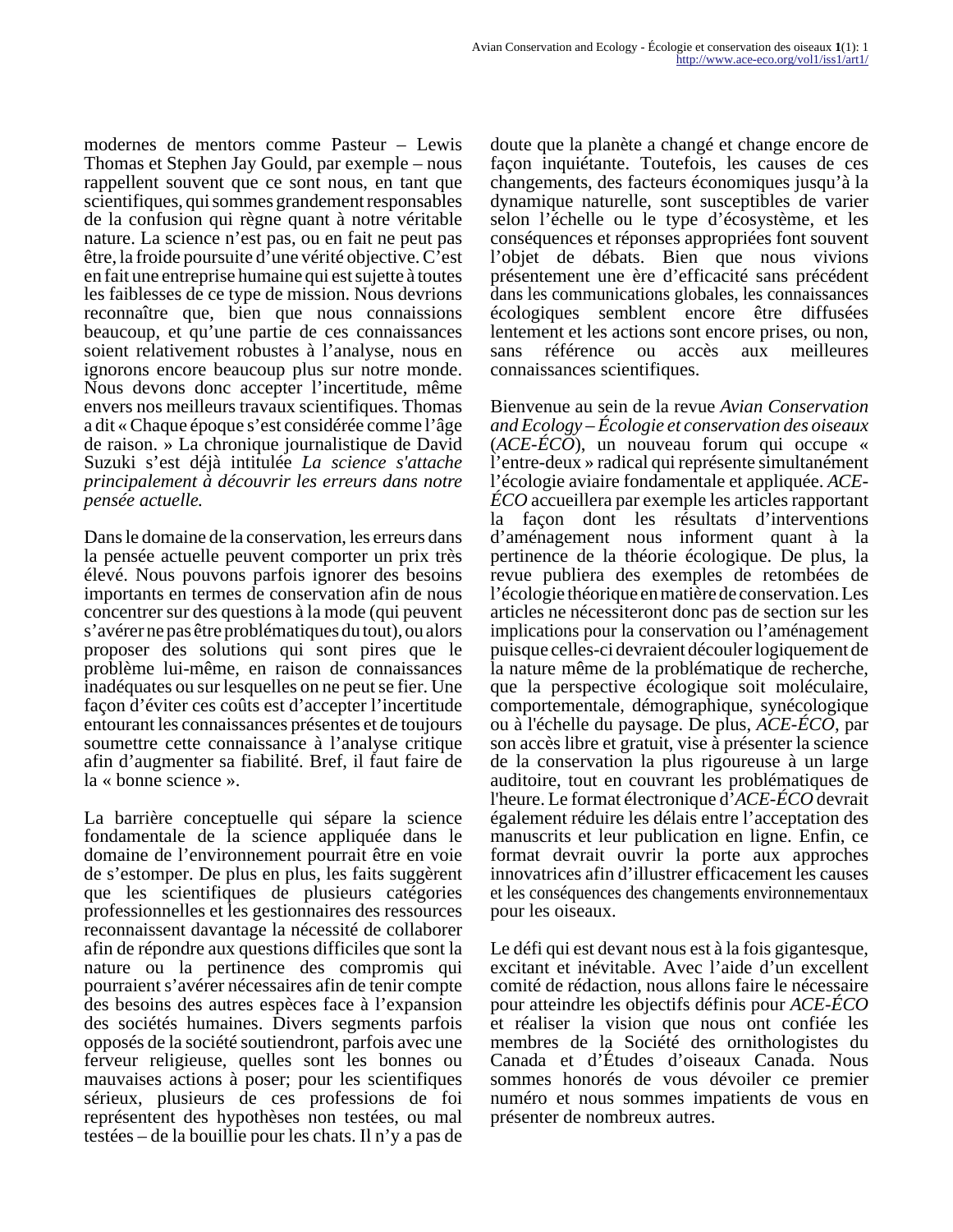modernes de mentors comme Pasteur – Lewis Thomas et Stephen Jay Gould, par exemple – nous rappellent souvent que ce sont nous, en tant que scientifiques, qui sommes grandement responsables de la confusion qui règne quant à notre véritable nature. La science n'est pas, ou en fait ne peut pas être, la froide poursuite d'une vérité objective. C'est en fait une entreprise humaine qui est sujette à toutes les faiblesses de ce type de mission. Nous devrions reconnaître que, bien que nous connaissions beaucoup, et qu'une partie de ces connaissances soient relativement robustes à l'analyse, nous en ignorons encore beaucoup plus sur notre monde. Nous devons donc accepter l'incertitude, même envers nos meilleurs travaux scientifiques. Thomas a dit « Chaque époque s'est considérée comme l'âge de raison. » La chronique journalistique de David Suzuki s'est déjà intitulée *La science s'attache principalement à découvrir les erreurs dans notre pensée actuelle.*

Dans le domaine de la conservation, les erreurs dans la pensée actuelle peuvent comporter un prix très élevé. Nous pouvons parfois ignorer des besoins importants en termes de conservation afin de nous concentrer sur des questions à la mode (qui peuvent s'avérer ne pas être problématiques du tout), ou alors proposer des solutions qui sont pires que le problème lui-même, en raison de connaissances inadéquates ou sur lesquelles on ne peut se fier. Une façon d'éviter ces coûts est d'accepter l'incertitude entourant les connaissances présentes et de toujours soumettre cette connaissance à l'analyse critique afin d'augmenter sa fiabilité. Bref, il faut faire de la « bonne science ».

La barrière conceptuelle qui sépare la science fondamentale de la science appliquée dans le domaine de l'environnement pourrait être en voie de s'estomper. De plus en plus, les faits suggèrent que les scientifiques de plusieurs catégories professionnelles et les gestionnaires des ressources reconnaissent davantage la nécessité de collaborer afin de répondre aux questions difficiles que sont la nature ou la pertinence des compromis qui pourraient s'avérer nécessaires afin de tenir compte des besoins des autres espèces face à l'expansion des sociétés humaines. Divers segments parfois opposés de la société soutiendront, parfois avec une ferveur religieuse, quelles sont les bonnes ou mauvaises actions à poser; pour les scientifiques sérieux, plusieurs de ces professions de foi représentent des hypothèses non testées, ou mal testées – de la bouillie pour les chats. Il n'y a pas de doute que la planète a changé et change encore de façon inquiétante. Toutefois, les causes de ces changements, des facteurs économiques jusqu'à la dynamique naturelle, sont susceptibles de varier selon l'échelle ou le type d'écosystème, et les conséquences et réponses appropriées font souvent l'objet de débats. Bien que nous vivions présentement une ère d'efficacité sans précédent dans les communications globales, les connaissances écologiques semblent encore être diffusées lentement et les actions sont encore prises, ou non, sans référence ou accès aux meilleures connaissances scientifiques.

Bienvenue au sein de la revue *Avian Conservation and Ecology – Écologie et conservation des oiseaux* (*ACE-ÉCO*), un nouveau forum qui occupe « l'entre-deux » radical qui représente simultanément l'écologie aviaire fondamentale et appliquée. *ACE-ÉCO* accueillera par exemple les articles rapportant la façon dont les résultats d'interventions d'aménagement nous informent quant à la pertinence de la théorie écologique. De plus, la revue publiera des exemples de retombées de l'écologie théorique en matière de conservation. Les articles ne nécessiteront donc pas de section sur les implications pour la conservation ou l'aménagement puisque celles-ci devraient découler logiquement de la nature même de la problématique de recherche, que la perspective écologique soit moléculaire, comportementale, démographique, synécologique ou à l'échelle du paysage. De plus, *ACE-ÉCO*, par son accès libre et gratuit, vise à présenter la science de la conservation la plus rigoureuse à un large auditoire, tout en couvrant les problématiques de l'heure. Le format électronique d'*ACE-ÉCO* devrait également réduire les délais entre l'acceptation des manuscrits et leur publication en ligne. Enfin, ce format devrait ouvrir la porte aux approches innovatrices afin d'illustrer efficacement les causes et les conséquences des changements environnementaux pour les oiseaux.

Le défi qui est devant nous est à la fois gigantesque, excitant et inévitable. Avec l'aide d'un excellent comité de rédaction, nous allons faire le nécessaire pour atteindre les objectifs définis pour *ACE-ÉCO* et réaliser la vision que nous ont confiée les membres de la Société des ornithologistes du Canada et d'Études d'oiseaux Canada. Nous sommes honorés de vous dévoiler ce premier numéro et nous sommes impatients de vous en présenter de nombreux autres.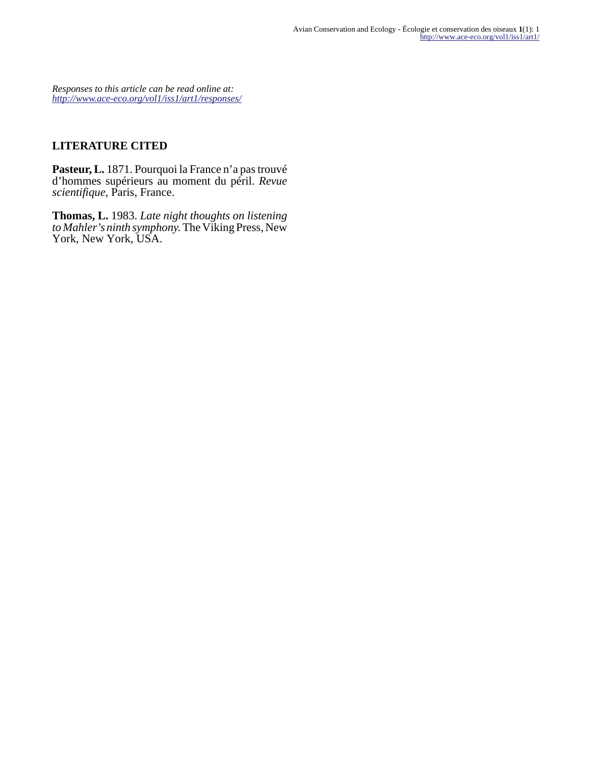*Responses to this article can be read online at:*
*http://www.ace-eco.org/vol1/iss1/art1/responses/*

## LITERATURE CITED

**Pasteur, L.** 1871. Pourquoi la France n'a pas trouvé d'hommes supérieurs au moment du péril. *Revue scientifique*, Paris, France.

**Thomas, L.** 1983. *Late night thoughts on listening to Mahler's ninth symphony.* The Viking Press, New York, New York, USA.